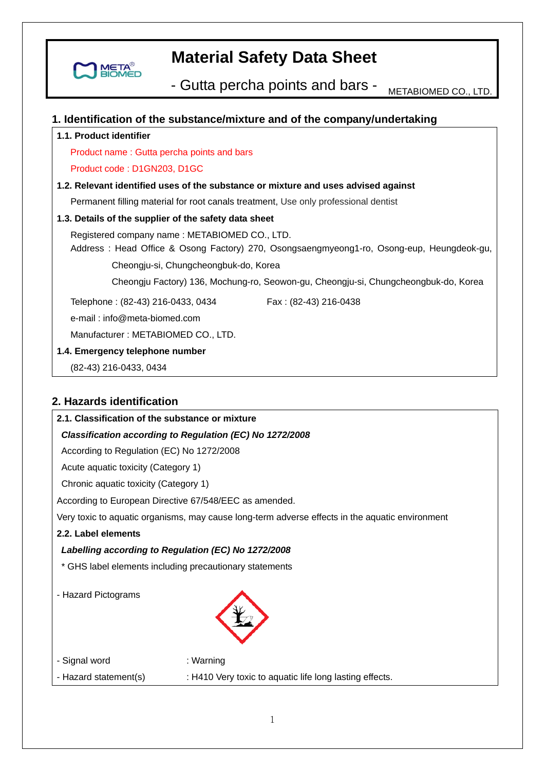# Material Safety Data Sheet

## - Gutta percha points and bars -

METABIOMED CO., LTD.

## 1. Identification of the substance/mixture and of the company/undertaking

**1.1. Product identifier**

Product name : Gutta percha points and bars

Product code : D1GN203, D1GC

**1.2. Relevant identified uses of the substance or mixture and uses advised against**

Permanent filling material for root canals treatment, Use only professional dentist

**1.3. Details of the supplier of the safety data sheet**

Registered company name : METABIOMED CO., LTD.

Address : Head Office & Osong Factory) 270, Osongsaengmyeong1-ro, Osong-eup, Heungdeok-gu, Cheongju-si, Chungcheongbuk-do, Korea

Cheongju Factory) 136, Mochung-ro, Seowon-gu, Cheongju-si, Chungcheongbuk-do, Korea

Telephone : (82-43) 216-0433, 0434 Fax : (82-43) 216-0438

e-mail : info@meta-biomed.com

Manufacturer : METABIOMED CO., LTD.

**1.4. Emergency telephone number**

(82-43) 216-0433, 0434

## 2. Hazards identification

**2.1. Classification of the substance or mixture**

***Classification according to Regulation (EC) No 1272/2008***

According to Regulation (EC) No 1272/2008

Acute aquatic toxicity (Category 1)

Chronic aquatic toxicity (Category 1)

According to European Directive 67/548/EEC as amended.

Very toxic to aquatic organisms, may cause long-term adverse effects in the aquatic environment

**2.2. Label elements**

***Labelling according to Regulation (EC) No 1272/2008***

\* GHS label elements including precautionary statements

- Hazard Pictograms

- Signal word : Warning
- Hazard statement(s) : H410 Very toxic to aquatic life long lasting effects.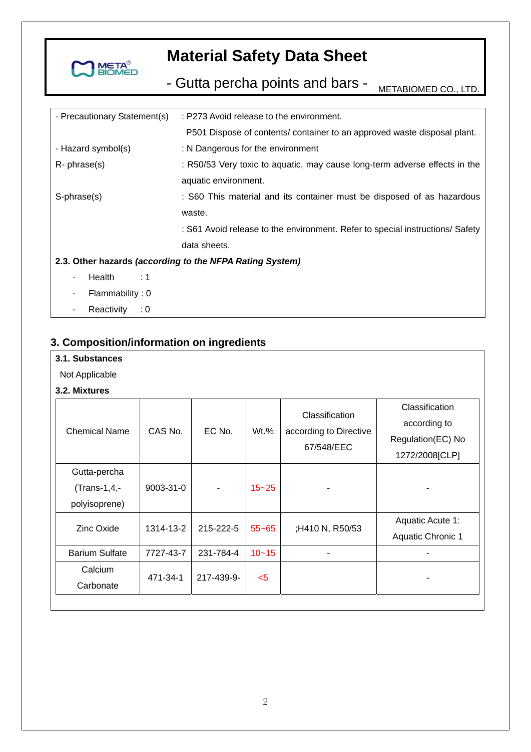- Precautionary Statement(s) : P273 Avoid release to the environment.

P501 Dispose of contents/ container to an approved waste disposal plant.

- Hazard symbol(s) : N Dangerous for the environment

R- phrase(s) : R50/53 Very toxic to aquatic, may cause long-term adverse effects in the aquatic environment.

S-phrase(s) : S60 This material and its container must be disposed of as hazardous waste.

: S61 Avoid release to the environment. Refer to special instructions/ Safety data sheets.

**2.3. Other hazards *(according to the NFPA Rating System)***

- Health : 1
- Flammability : 0
- Reactivity : 0

## 3. Composition/information on ingredients

**3.1. Substances**

Not Applicable

**3.2. Mixtures**

| Chemical Name | CAS No. | EC No. | Wt.% | Classification according to Directive 67/548/EEC | Classification according to Regulation(EC) No 1272/2008[CLP] |
|---|---|---|---|---|---|
| Gutta-percha (Trans-1,4,-polyisoprene) | 9003-31-0 | - | 15~25 | - | - |
| Zinc Oxide | 1314-13-2 | 215-222-5 | 55~65 | ;H410 N, R50/53 | Aquatic Acute 1: Aquatic Chronic 1 |
| Barium Sulfate | 7727-43-7 | 231-784-4 | 10~15 | - | - |
| Calcium Carbonate | 471-34-1 | 217-439-9- | <5 | | - |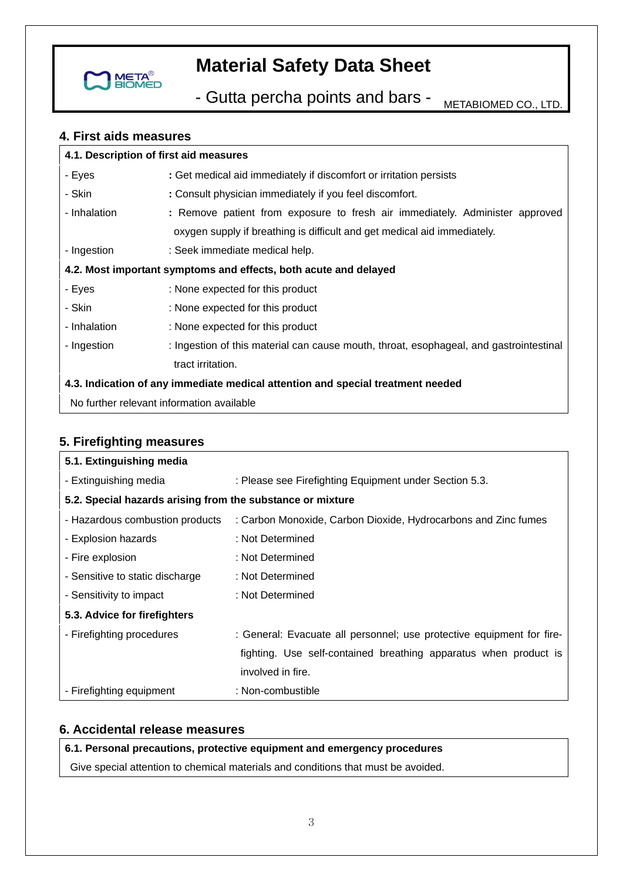## 4. First aids measures

**4.1. Description of first aid measures**

| | |
|---|---|
| - Eyes | **:** Get medical aid immediately if discomfort or irritation persists |
| - Skin | **:** Consult physician immediately if you feel discomfort. |
| - Inhalation | **:** Remove patient from exposure to fresh air immediately. Administer approved oxygen supply if breathing is difficult and get medical aid immediately. |
| - Ingestion | : Seek immediate medical help. |

**4.2. Most important symptoms and effects, both acute and delayed**

| | |
|---|---|
| - Eyes | : None expected for this product |
| - Skin | : None expected for this product |
| - Inhalation | : None expected for this product |
| - Ingestion | : Ingestion of this material can cause mouth, throat, esophageal, and gastrointestinal tract irritation. |

**4.3. Indication of any immediate medical attention and special treatment needed**

No further relevant information available

## 5. Firefighting measures

**5.1. Extinguishing media**

| | |
|---|---|
| - Extinguishing media | : Please see Firefighting Equipment under Section 5.3. |

**5.2. Special hazards arising from the substance or mixture**

| | |
|---|---|
| - Hazardous combustion products | : Carbon Monoxide, Carbon Dioxide, Hydrocarbons and Zinc fumes |
| - Explosion hazards | : Not Determined |
| - Fire explosion | : Not Determined |
| - Sensitive to static discharge | : Not Determined |
| - Sensitivity to impact | : Not Determined |

**5.3. Advice for firefighters**

| | |
|---|---|
| - Firefighting procedures | : General: Evacuate all personnel; use protective equipment for fire-fighting. Use self-contained breathing apparatus when product is involved in fire. |
| - Firefighting equipment | : Non-combustible |

## 6. Accidental release measures

**6.1. Personal precautions, protective equipment and emergency procedures**

Give special attention to chemical materials and conditions that must be avoided.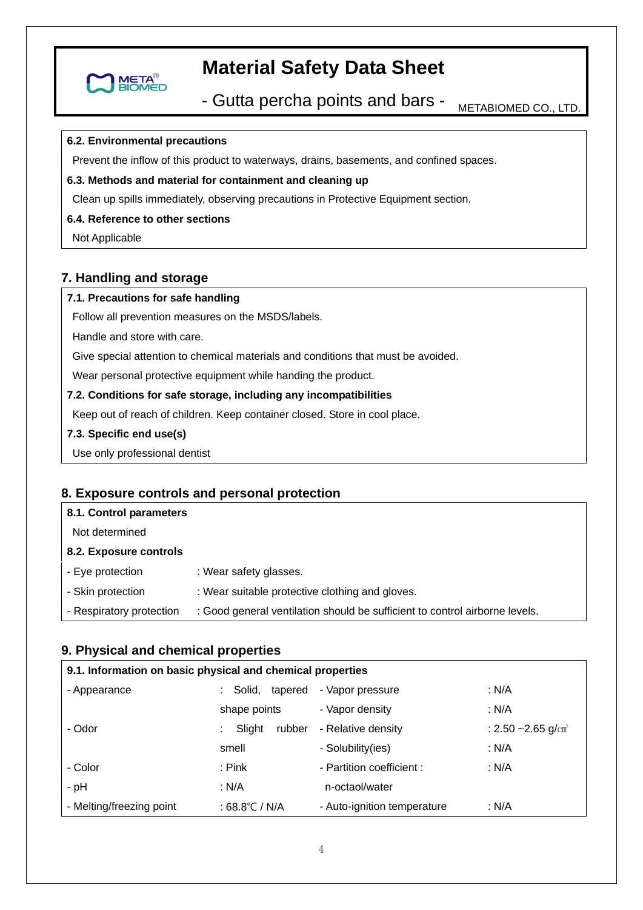**6.2. Environmental precautions**

Prevent the inflow of this product to waterways, drains, basements, and confined spaces.

**6.3. Methods and material for containment and cleaning up**

Clean up spills immediately, observing precautions in Protective Equipment section.

**6.4. Reference to other sections**

Not Applicable

## 7. Handling and storage

**7.1. Precautions for safe handling**

Follow all prevention measures on the MSDS/labels.

Handle and store with care.

Give special attention to chemical materials and conditions that must be avoided.

Wear personal protective equipment while handing the product.

**7.2. Conditions for safe storage, including any incompatibilities**

Keep out of reach of children. Keep container closed. Store in cool place.

**7.3. Specific end use(s)**

Use only professional dentist

## 8. Exposure controls and personal protection

**8.1. Control parameters**

Not determined

**8.2. Exposure controls**

| | |
|---|---|
| - Eye protection | : Wear safety glasses. |
| - Skin protection | : Wear suitable protective clothing and gloves. |
| - Respiratory protection | : Good general ventilation should be sufficient to control airborne levels. |

## 9. Physical and chemical properties

**9.1. Information on basic physical and chemical properties**

| | | | |
|---|---|---|---|
| - Appearance | : Solid, tapered shape points | - Vapor pressure | : N/A |
| | | - Vapor density | : N/A |
| - Odor | : Slight rubber smell | - Relative density | : 2.50 ~2.65 g/㎤ |
| | | - Solubility(ies) | : N/A |
| - Color | : Pink | - Partition coefficient : n-octaol/water | : N/A |
| - pH | : N/A | | |
| - Melting/freezing point | : 68.8℃ / N/A | - Auto-ignition temperature | : N/A |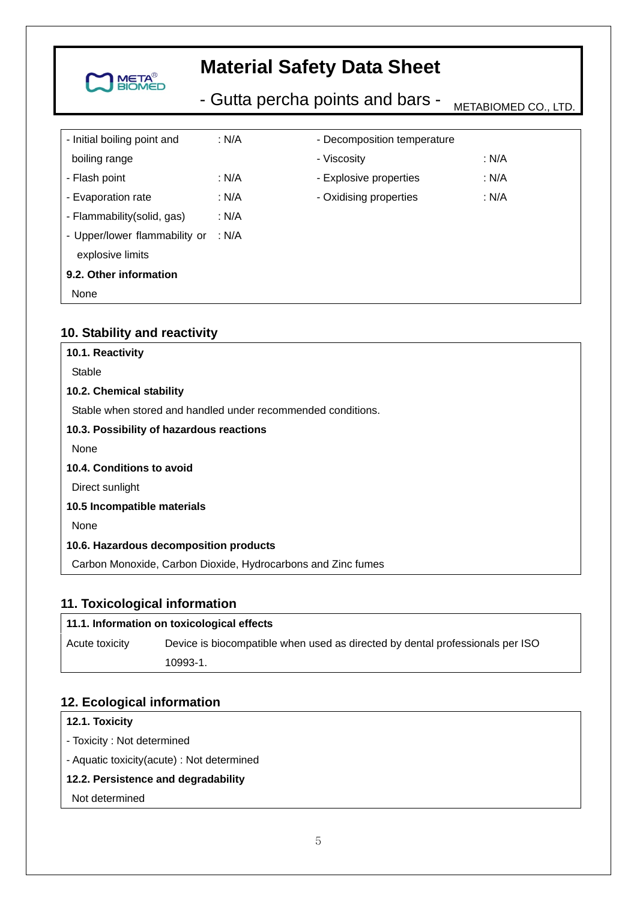- Initial boiling point and boiling range : N/A
- Flash point : N/A
- Evaporation rate : N/A
- Flammability(solid, gas) : N/A
- Upper/lower flammability or explosive limits : N/A
- Decomposition temperature
- Viscosity : N/A
- Explosive properties : N/A
- Oxidising properties : N/A

**9.2. Other information**

None

## 10. Stability and reactivity

**10.1. Reactivity**

Stable

**10.2. Chemical stability**

Stable when stored and handled under recommended conditions.

**10.3. Possibility of hazardous reactions**

None

**10.4. Conditions to avoid**

Direct sunlight

**10.5 Incompatible materials**

None

**10.6. Hazardous decomposition products**

Carbon Monoxide, Carbon Dioxide, Hydrocarbons and Zinc fumes

## 11. Toxicological information

**11.1. Information on toxicological effects**

| Acute toxicity | Device is biocompatible when used as directed by dental professionals per ISO 10993-1. |
|---|---|

## 12. Ecological information

**12.1. Toxicity**

- Toxicity : Not determined
- Aquatic toxicity(acute) : Not determined

**12.2. Persistence and degradability**

Not determined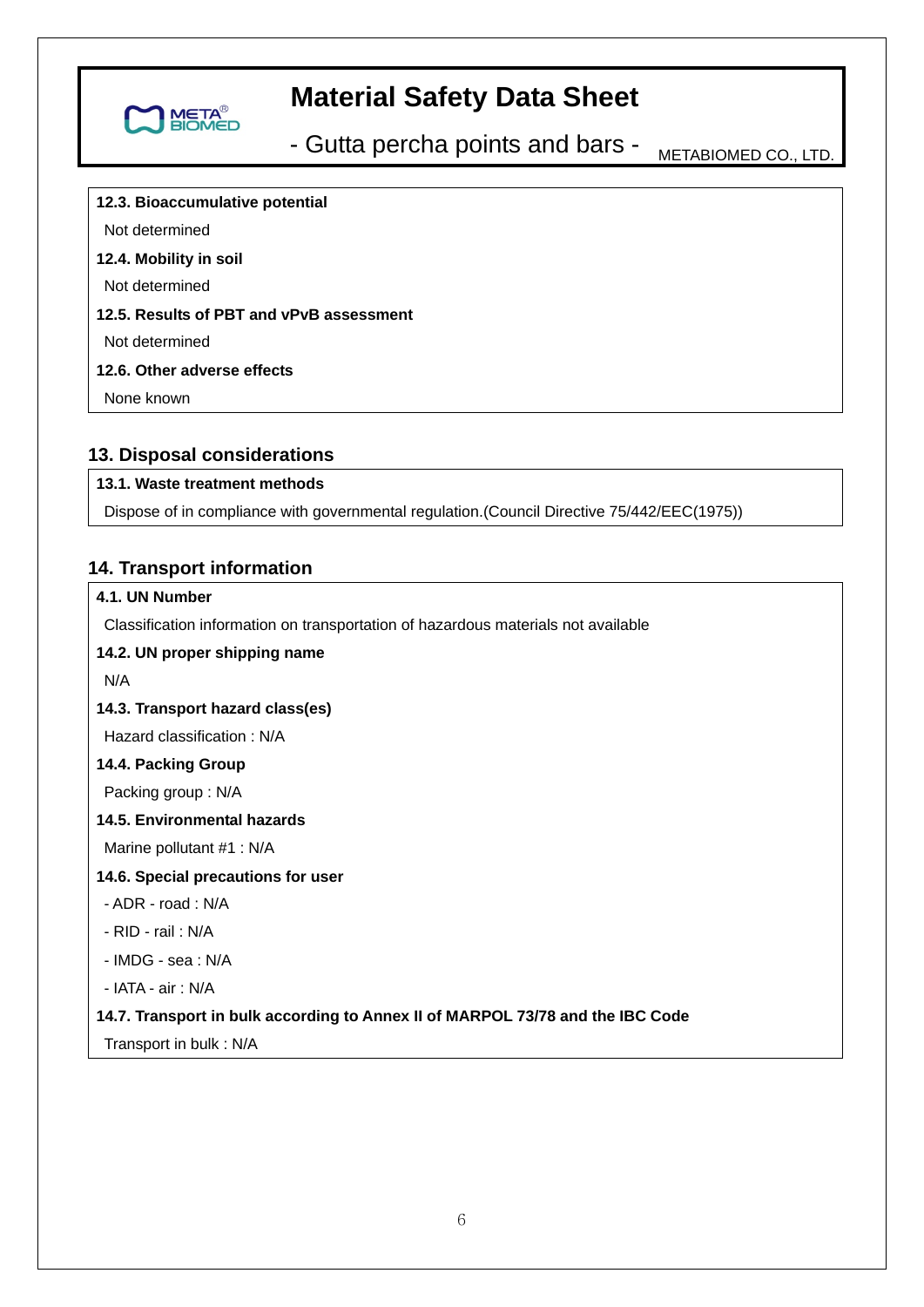**12.3. Bioaccumulative potential**

Not determined

**12.4. Mobility in soil**

Not determined

**12.5. Results of PBT and vPvB assessment**

Not determined

**12.6. Other adverse effects**

None known

## 13. Disposal considerations

**13.1. Waste treatment methods**

Dispose of in compliance with governmental regulation.(Council Directive 75/442/EEC(1975))

## 14. Transport information

**4.1. UN Number**

Classification information on transportation of hazardous materials not available

**14.2. UN proper shipping name**

N/A

**14.3. Transport hazard class(es)**

Hazard classification : N/A

**14.4. Packing Group**

Packing group : N/A

**14.5. Environmental hazards**

Marine pollutant #1 : N/A

**14.6. Special precautions for user**

- ADR - road : N/A
- RID - rail : N/A
- IMDG - sea : N/A
- IATA - air : N/A

**14.7. Transport in bulk according to Annex II of MARPOL 73/78 and the IBC Code**

Transport in bulk : N/A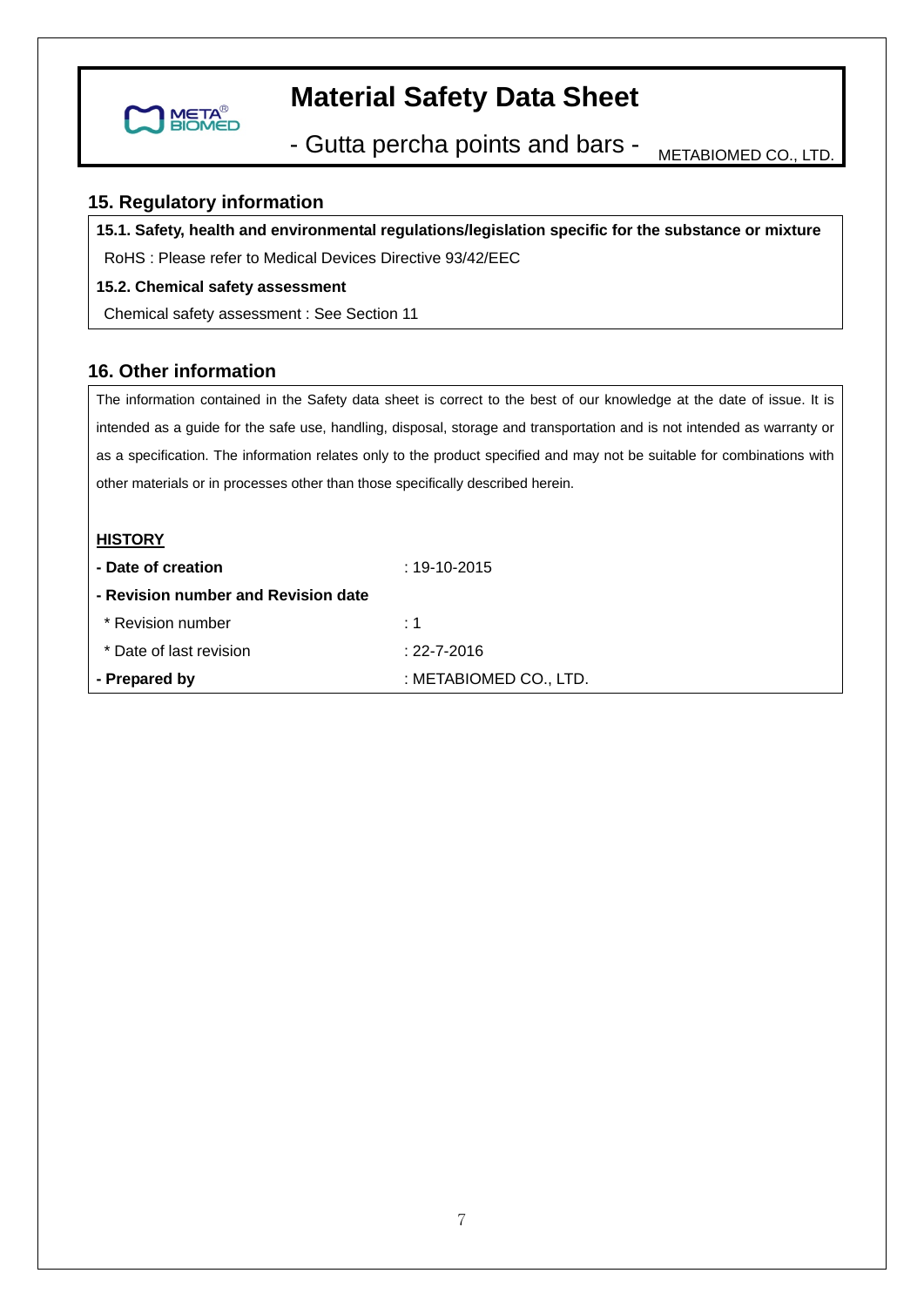## 15. Regulatory information

**15.1. Safety, health and environmental regulations/legislation specific for the substance or mixture**

RoHS : Please refer to Medical Devices Directive 93/42/EEC

**15.2. Chemical safety assessment**

Chemical safety assessment : See Section 11

## 16. Other information

The information contained in the Safety data sheet is correct to the best of our knowledge at the date of issue. It is intended as a guide for the safe use, handling, disposal, storage and transportation and is not intended as warranty or as a specification. The information relates only to the product specified and may not be suitable for combinations with other materials or in processes other than those specifically described herein.

**HISTORY**

| | |
|---|---|
| **- Date of creation** | : 19-10-2015 |
| **- Revision number and Revision date** | |
| * Revision number | : 1 |
| * Date of last revision | : 22-7-2016 |
| **- Prepared by** | : METABIOMED CO., LTD. |